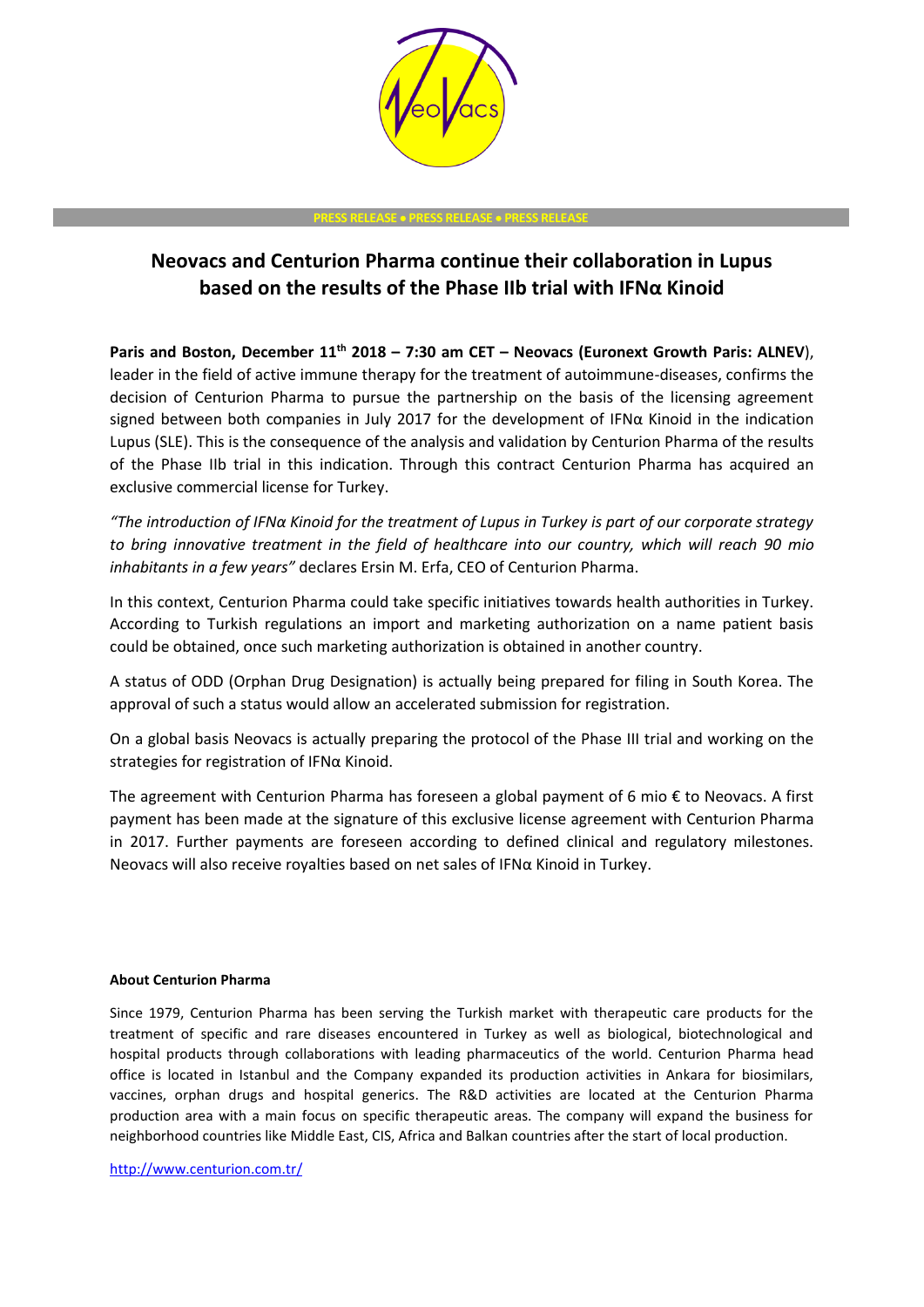PRESS RELEASE • PRESS RELEASE • PRESS RELEASE

# Neovacs and Centurion Pharma continue their collaboration in Lupus based on the results of the Phase IIb trial with IFNα Kinoid

**Paris and Boston, December 11th 2018 – 7:30 am CET – Neovacs (Euronext Growth Paris: ALNEV)**, leader in the field of active immune therapy for the treatment of autoimmune-diseases, confirms the decision of Centurion Pharma to pursue the partnership on the basis of the licensing agreement signed between both companies in July 2017 for the development of IFNα Kinoid in the indication Lupus (SLE). This is the consequence of the analysis and validation by Centurion Pharma of the results of the Phase IIb trial in this indication. Through this contract Centurion Pharma has acquired an exclusive commercial license for Turkey.

*"The introduction of IFNα Kinoid for the treatment of Lupus in Turkey is part of our corporate strategy to bring innovative treatment in the field of healthcare into our country, which will reach 90 mio inhabitants in a few years"* declares Ersin M. Erfa, CEO of Centurion Pharma.

In this context, Centurion Pharma could take specific initiatives towards health authorities in Turkey. According to Turkish regulations an import and marketing authorization on a name patient basis could be obtained, once such marketing authorization is obtained in another country.

A status of ODD (Orphan Drug Designation) is actually being prepared for filing in South Korea. The approval of such a status would allow an accelerated submission for registration.

On a global basis Neovacs is actually preparing the protocol of the Phase III trial and working on the strategies for registration of IFNα Kinoid.

The agreement with Centurion Pharma has foreseen a global payment of 6 mio € to Neovacs. A first payment has been made at the signature of this exclusive license agreement with Centurion Pharma in 2017. Further payments are foreseen according to defined clinical and regulatory milestones. Neovacs will also receive royalties based on net sales of IFNα Kinoid in Turkey.

**About Centurion Pharma**

Since 1979, Centurion Pharma has been serving the Turkish market with therapeutic care products for the treatment of specific and rare diseases encountered in Turkey as well as biological, biotechnological and hospital products through collaborations with leading pharmaceutics of the world. Centurion Pharma head office is located in Istanbul and the Company expanded its production activities in Ankara for biosimilars, vaccines, orphan drugs and hospital generics. The R&D activities are located at the Centurion Pharma production area with a main focus on specific therapeutic areas. The company will expand the business for neighborhood countries like Middle East, CIS, Africa and Balkan countries after the start of local production.

http://www.centurion.com.tr/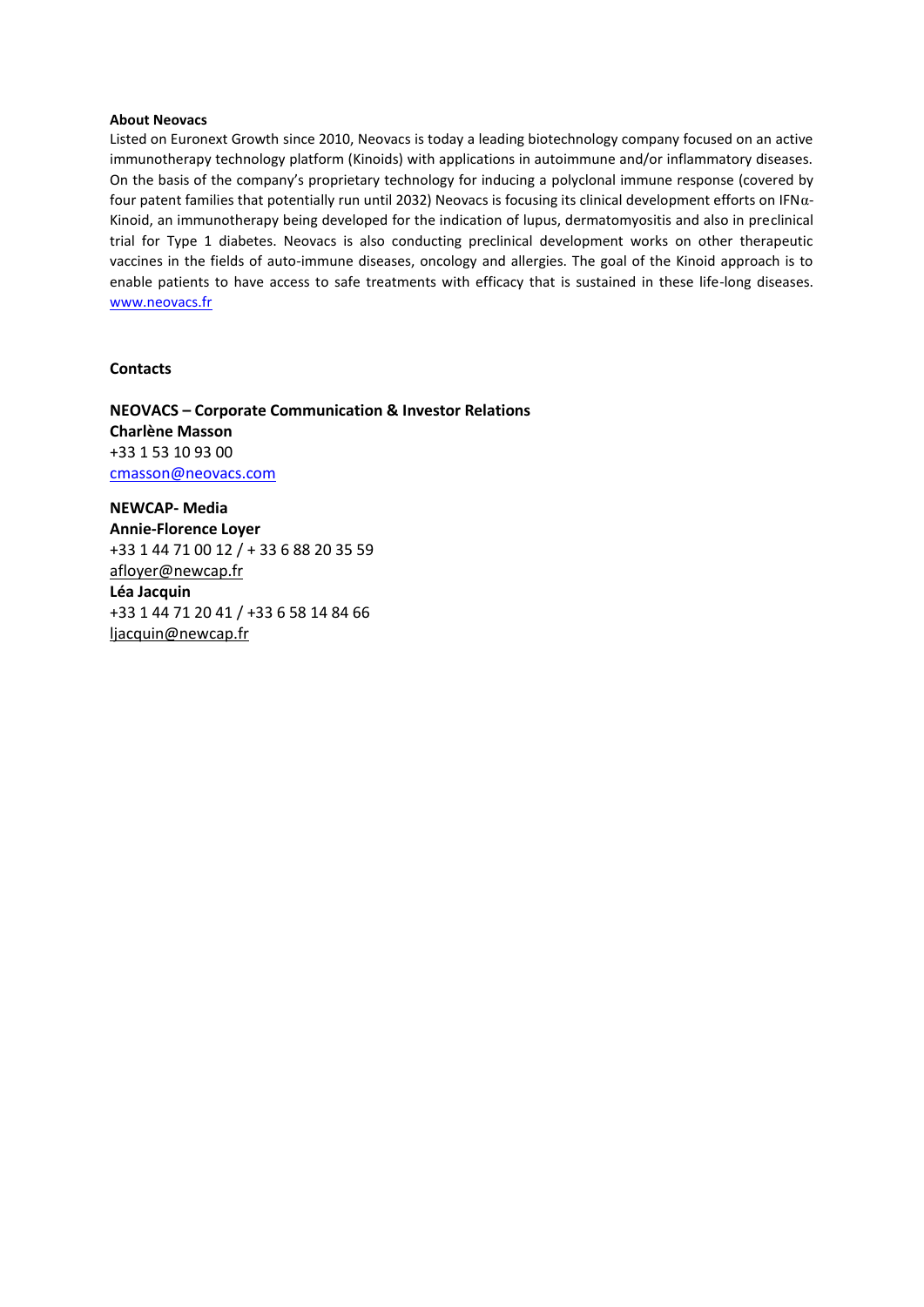**About Neovacs**

Listed on Euronext Growth since 2010, Neovacs is today a leading biotechnology company focused on an active immunotherapy technology platform (Kinoids) with applications in autoimmune and/or inflammatory diseases. On the basis of the company's proprietary technology for inducing a polyclonal immune response (covered by four patent families that potentially run until 2032) Neovacs is focusing its clinical development efforts on IFNα-Kinoid, an immunotherapy being developed for the indication of lupus, dermatomyositis and also in preclinical trial for Type 1 diabetes. Neovacs is also conducting preclinical development works on other therapeutic vaccines in the fields of auto-immune diseases, oncology and allergies. The goal of the Kinoid approach is to enable patients to have access to safe treatments with efficacy that is sustained in these life-long diseases. www.neovacs.fr

**Contacts**

**NEOVACS – Corporate Communication & Investor Relations**
**Charlène Masson**
+33 1 53 10 93 00
cmasson@neovacs.com

**NEWCAP- Media**
**Annie-Florence Loyer**
+33 1 44 71 00 12 / + 33 6 88 20 35 59
afloyer@newcap.fr
**Léa Jacquin**
+33 1 44 71 20 41 / +33 6 58 14 84 66
ljacquin@newcap.fr